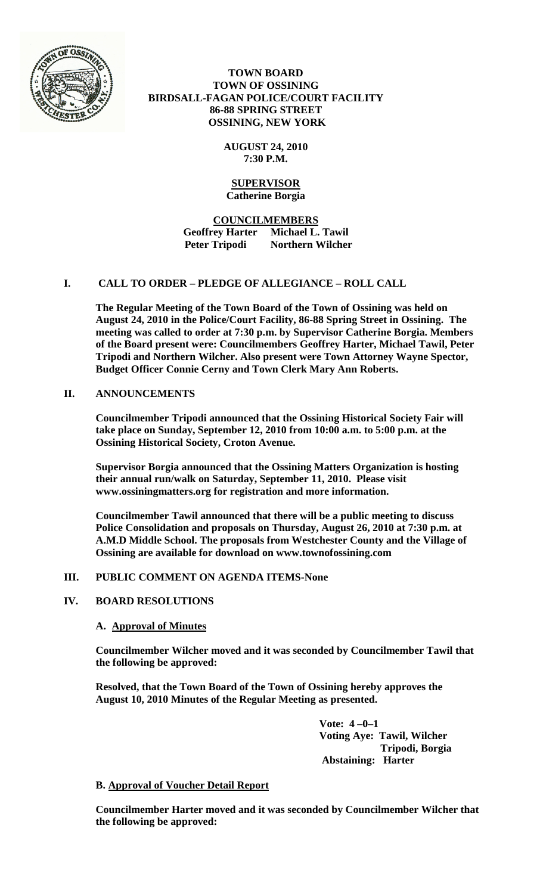**TOWN BOARD**
**TOWN OF OSSINING**
**BIRDSALL-FAGAN POLICE/COURT FACILITY**
**86-88 SPRING STREET**
**OSSINING, NEW YORK**

**AUGUST 24, 2010**
**7:30 P.M.**

**SUPERVISOR**
**Catherine Borgia**

**COUNCILMEMBERS**
**Geoffrey Harter Michael L. Tawil**
**Peter Tripodi Northern Wilcher**

## I. CALL TO ORDER – PLEDGE OF ALLEGIANCE – ROLL CALL

**The Regular Meeting of the Town Board of the Town of Ossining was held on August 24, 2010 in the Police/Court Facility, 86-88 Spring Street in Ossining. The meeting was called to order at 7:30 p.m. by Supervisor Catherine Borgia. Members of the Board present were: Councilmembers Geoffrey Harter, Michael Tawil, Peter Tripodi and Northern Wilcher. Also present were Town Attorney Wayne Spector, Budget Officer Connie Cerny and Town Clerk Mary Ann Roberts.**

## II. ANNOUNCEMENTS

**Councilmember Tripodi announced that the Ossining Historical Society Fair will take place on Sunday, September 12, 2010 from 10:00 a.m. to 5:00 p.m. at the Ossining Historical Society, Croton Avenue.**

**Supervisor Borgia announced that the Ossining Matters Organization is hosting their annual run/walk on Saturday, September 11, 2010. Please visit www.ossiningmatters.org for registration and more information.**

**Councilmember Tawil announced that there will be a public meeting to discuss Police Consolidation and proposals on Thursday, August 26, 2010 at 7:30 p.m. at A.M.D Middle School. The proposals from Westchester County and the Village of Ossining are available for download on www.townofossining.com**

## III. PUBLIC COMMENT ON AGENDA ITEMS-None

## IV. BOARD RESOLUTIONS

**A. Approval of Minutes**

**Councilmember Wilcher moved and it was seconded by Councilmember Tawil that the following be approved:**

**Resolved, that the Town Board of the Town of Ossining hereby approves the August 10, 2010 Minutes of the Regular Meeting as presented.**

**Vote: 4 –0–1**
**Voting Aye: Tawil, Wilcher**
**Tripodi, Borgia**
**Abstaining: Harter**

**B. Approval of Voucher Detail Report**

**Councilmember Harter moved and it was seconded by Councilmember Wilcher that the following be approved:**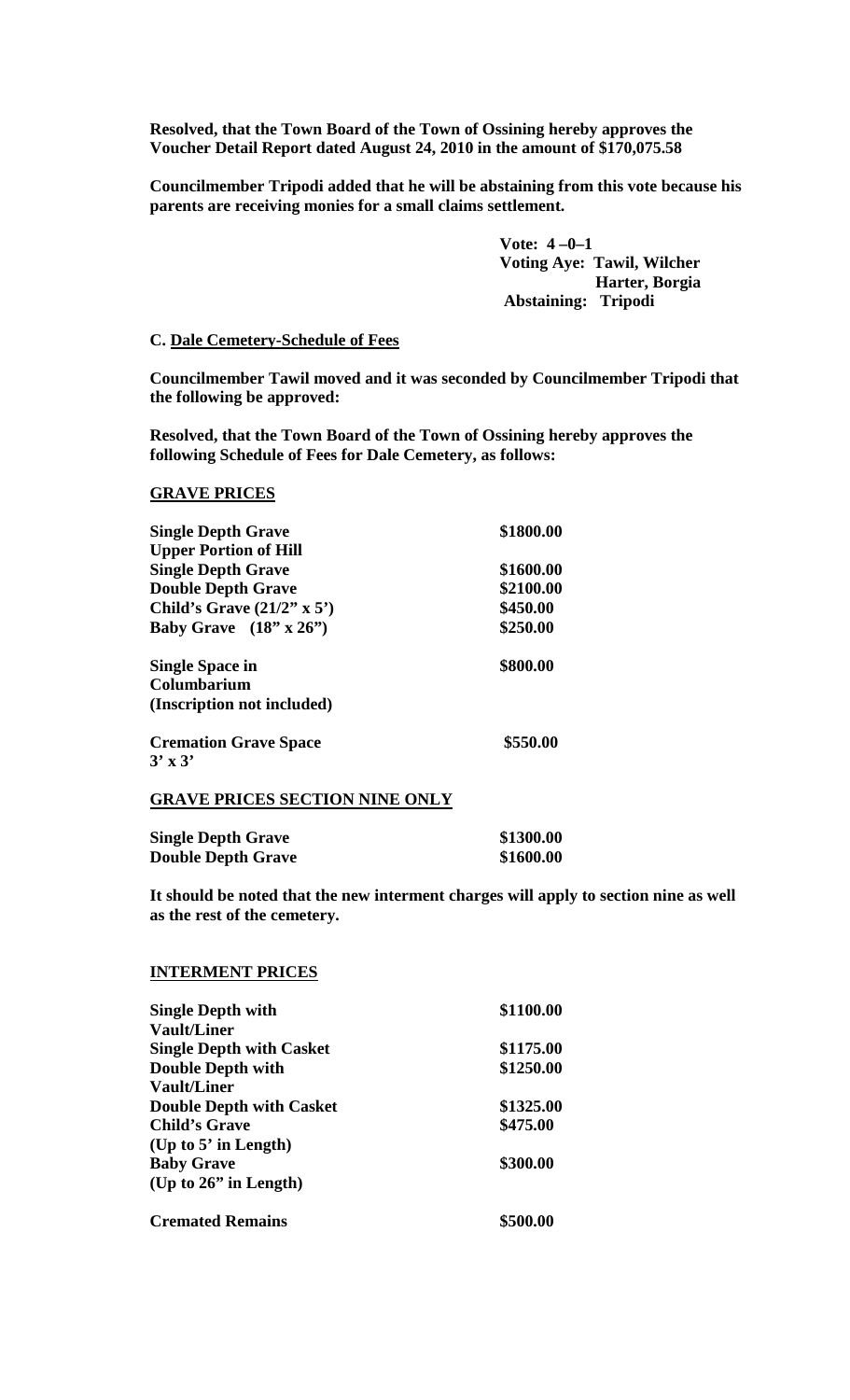**Resolved, that the Town Board of the Town of Ossining hereby approves the Voucher Detail Report dated August 24, 2010 in the amount of $170,075.58**

**Councilmember Tripodi added that he will be abstaining from this vote because his parents are receiving monies for a small claims settlement.**

**Vote: 4 –0–1**
**Voting Aye: Tawil, Wilcher Harter, Borgia**
**Abstaining: Tripodi**

**C. Dale Cemetery-Schedule of Fees**

**Councilmember Tawil moved and it was seconded by Councilmember Tripodi that the following be approved:**

**Resolved, that the Town Board of the Town of Ossining hereby approves the following Schedule of Fees for Dale Cemetery, as follows:**

**GRAVE PRICES**

| | |
|---|---|
| **Single Depth Grave Upper Portion of Hill** | **$1800.00** |
| **Single Depth Grave** | **$1600.00** |
| **Double Depth Grave** | **$2100.00** |
| **Child's Grave (21/2" x 5')** | **$450.00** |
| **Baby Grave (18" x 26")** | **$250.00** |
| **Single Space in Columbarium (Inscription not included)** | **$800.00** |
| **Cremation Grave Space 3' x 3'** | **$550.00** |

**GRAVE PRICES SECTION NINE ONLY**

| | |
|---|---|
| **Single Depth Grave** | **$1300.00** |
| **Double Depth Grave** | **$1600.00** |

**It should be noted that the new interment charges will apply to section nine as well as the rest of the cemetery.**

**INTERMENT PRICES**

| | |
|---|---|
| **Single Depth with Vault/Liner** | **$1100.00** |
| **Single Depth with Casket** | **$1175.00** |
| **Double Depth with Vault/Liner** | **$1250.00** |
| **Double Depth with Casket** | **$1325.00** |
| **Child's Grave (Up to 5' in Length)** | **$475.00** |
| **Baby Grave (Up to 26" in Length)** | **$300.00** |
| **Cremated Remains** | **$500.00** |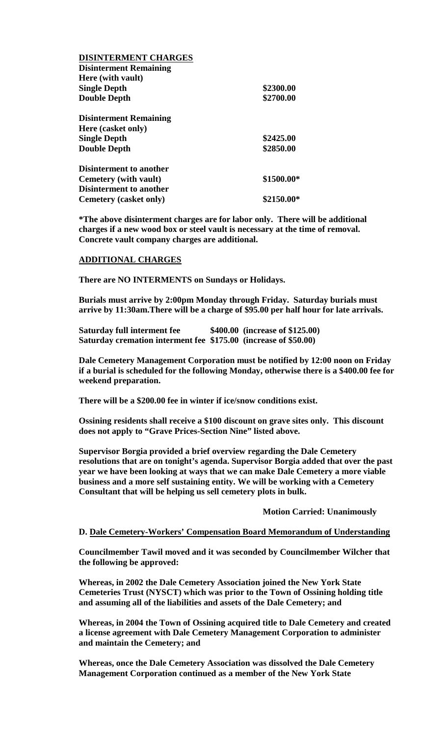**DISINTERMENT CHARGES**

| | |
|---|---|
| **Disinterment Remaining Here (with vault)** | |
| **Single Depth** | **$2300.00** |
| **Double Depth** | **$2700.00** |
| **Disinterment Remaining Here (casket only)** | |
| **Single Depth** | **$2425.00** |
| **Double Depth** | **$2850.00** |
| **Disinterment to another Cemetery (with vault)** | **$1500.00*** |
| **Disinterment to another Cemetery (casket only)** | **$2150.00*** |

***The above disinterment charges are for labor only. There will be additional charges if a new wood box or steel vault is necessary at the time of removal. Concrete vault company charges are additional.**

**ADDITIONAL CHARGES**

**There are NO INTERMENTS on Sundays or Holidays.**

**Burials must arrive by 2:00pm Monday through Friday. Saturday burials must arrive by 11:30am.There will be a charge of $95.00 per half hour for late arrivals.**

**Saturday full interment fee $400.00 (increase of $125.00)**
**Saturday cremation interment fee $175.00 (increase of $50.00)**

**Dale Cemetery Management Corporation must be notified by 12:00 noon on Friday if a burial is scheduled for the following Monday, otherwise there is a $400.00 fee for weekend preparation.**

**There will be a $200.00 fee in winter if ice/snow conditions exist.**

**Ossining residents shall receive a $100 discount on grave sites only. This discount does not apply to "Grave Prices-Section Nine" listed above.**

**Supervisor Borgia provided a brief overview regarding the Dale Cemetery resolutions that are on tonight's agenda. Supervisor Borgia added that over the past year we have been looking at ways that we can make Dale Cemetery a more viable business and a more self sustaining entity. We will be working with a Cemetery Consultant that will be helping us sell cemetery plots in bulk.**

**Motion Carried: Unanimously**

**D. Dale Cemetery-Workers' Compensation Board Memorandum of Understanding**

**Councilmember Tawil moved and it was seconded by Councilmember Wilcher that the following be approved:**

**Whereas, in 2002 the Dale Cemetery Association joined the New York State Cemeteries Trust (NYSCT) which was prior to the Town of Ossining holding title and assuming all of the liabilities and assets of the Dale Cemetery; and**

**Whereas, in 2004 the Town of Ossining acquired title to Dale Cemetery and created a license agreement with Dale Cemetery Management Corporation to administer and maintain the Cemetery; and**

**Whereas, once the Dale Cemetery Association was dissolved the Dale Cemetery Management Corporation continued as a member of the New York State**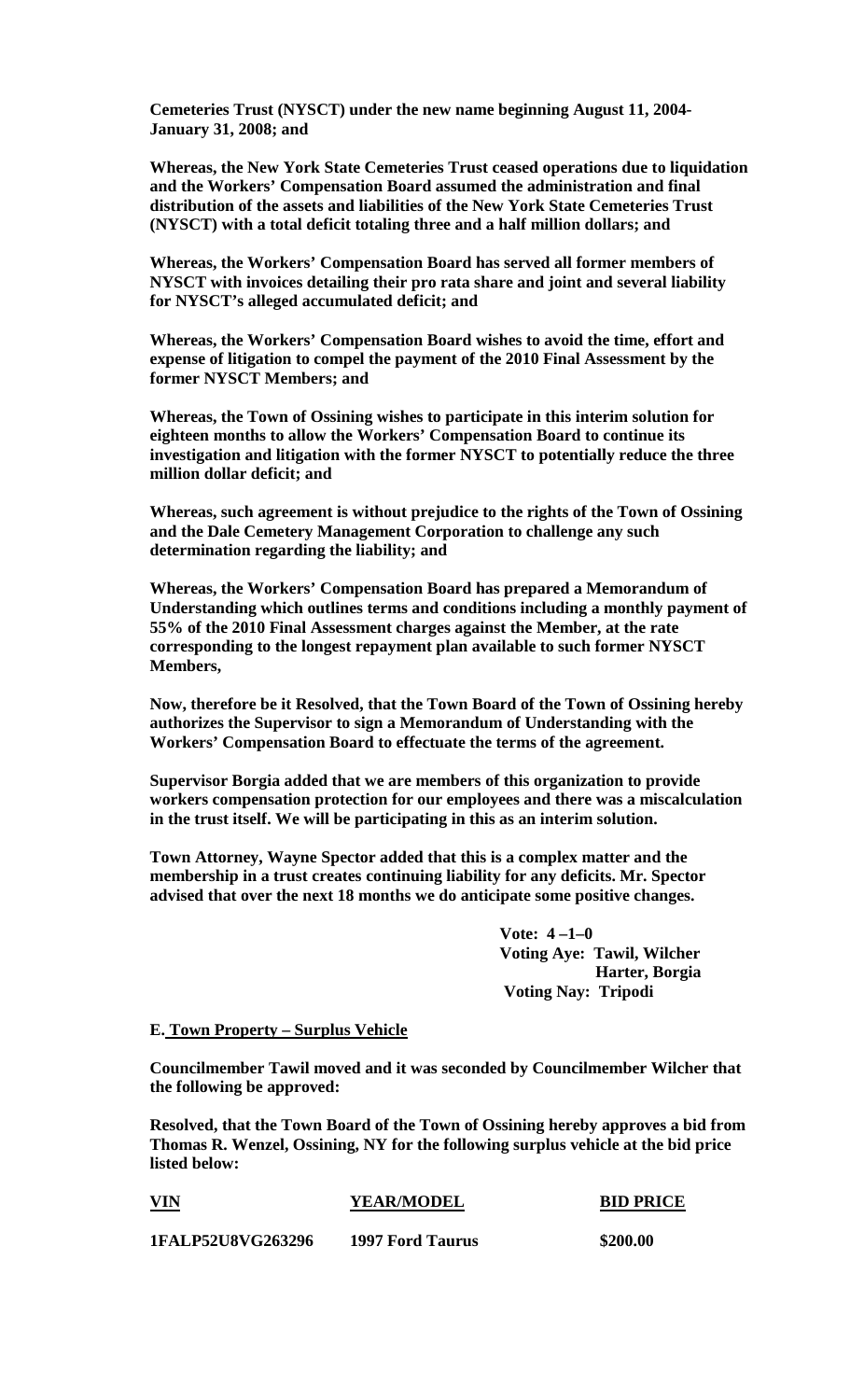**Cemeteries Trust (NYSCT) under the new name beginning August 11, 2004- January 31, 2008; and**

**Whereas, the New York State Cemeteries Trust ceased operations due to liquidation and the Workers' Compensation Board assumed the administration and final distribution of the assets and liabilities of the New York State Cemeteries Trust (NYSCT) with a total deficit totaling three and a half million dollars; and**

**Whereas, the Workers' Compensation Board has served all former members of NYSCT with invoices detailing their pro rata share and joint and several liability for NYSCT's alleged accumulated deficit; and**

**Whereas, the Workers' Compensation Board wishes to avoid the time, effort and expense of litigation to compel the payment of the 2010 Final Assessment by the former NYSCT Members; and**

**Whereas, the Town of Ossining wishes to participate in this interim solution for eighteen months to allow the Workers' Compensation Board to continue its investigation and litigation with the former NYSCT to potentially reduce the three million dollar deficit; and**

**Whereas, such agreement is without prejudice to the rights of the Town of Ossining and the Dale Cemetery Management Corporation to challenge any such determination regarding the liability; and**

**Whereas, the Workers' Compensation Board has prepared a Memorandum of Understanding which outlines terms and conditions including a monthly payment of 55% of the 2010 Final Assessment charges against the Member, at the rate corresponding to the longest repayment plan available to such former NYSCT Members,**

**Now, therefore be it Resolved, that the Town Board of the Town of Ossining hereby authorizes the Supervisor to sign a Memorandum of Understanding with the Workers' Compensation Board to effectuate the terms of the agreement.**

**Supervisor Borgia added that we are members of this organization to provide workers compensation protection for our employees and there was a miscalculation in the trust itself. We will be participating in this as an interim solution.**

**Town Attorney, Wayne Spector added that this is a complex matter and the membership in a trust creates continuing liability for any deficits. Mr. Spector advised that over the next 18 months we do anticipate some positive changes.**

**Vote: 4 –1–0**
**Voting Aye: Tawil, Wilcher Harter, Borgia**
**Voting Nay: Tripodi**

**E. Town Property – Surplus Vehicle**

**Councilmember Tawil moved and it was seconded by Councilmember Wilcher that the following be approved:**

**Resolved, that the Town Board of the Town of Ossining hereby approves a bid from Thomas R. Wenzel, Ossining, NY for the following surplus vehicle at the bid price listed below:**

| VIN | YEAR/MODEL | BID PRICE |
|---|---|---|
| 1FALP52U8VG263296 | 1997 Ford Taurus | $200.00 |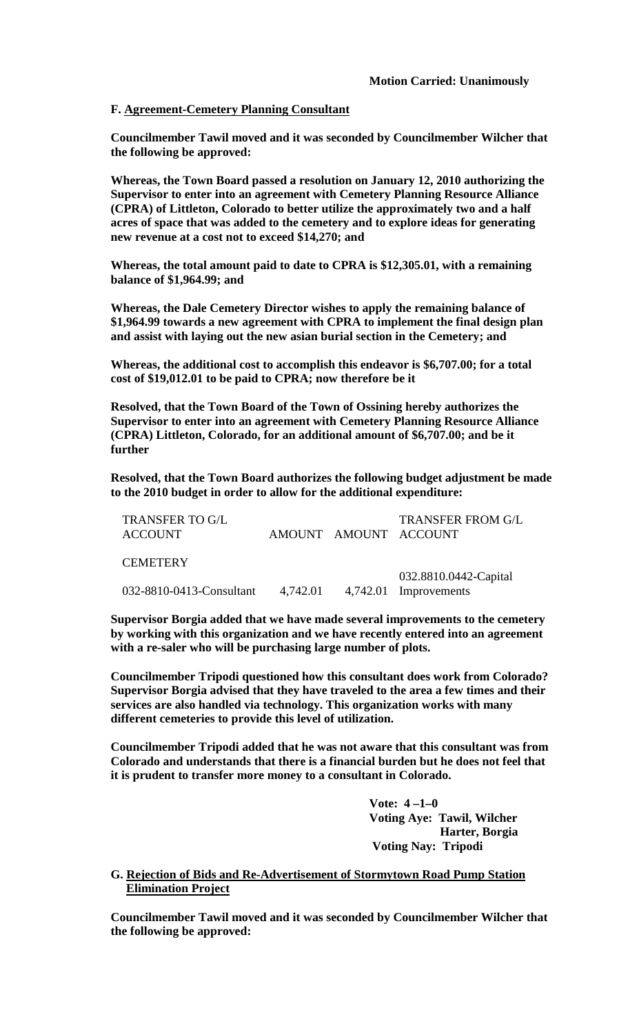**Motion Carried: Unanimously**

**F. Agreement-Cemetery Planning Consultant**

**Councilmember Tawil moved and it was seconded by Councilmember Wilcher that the following be approved:**

**Whereas, the Town Board passed a resolution on January 12, 2010 authorizing the Supervisor to enter into an agreement with Cemetery Planning Resource Alliance (CPRA) of Littleton, Colorado to better utilize the approximately two and a half acres of space that was added to the cemetery and to explore ideas for generating new revenue at a cost not to exceed $14,270; and**

**Whereas, the total amount paid to date to CPRA is $12,305.01, with a remaining balance of $1,964.99; and**

**Whereas, the Dale Cemetery Director wishes to apply the remaining balance of $1,964.99 towards a new agreement with CPRA to implement the final design plan and assist with laying out the new asian burial section in the Cemetery; and**

**Whereas, the additional cost to accomplish this endeavor is $6,707.00; for a total cost of $19,012.01 to be paid to CPRA; now therefore be it**

**Resolved, that the Town Board of the Town of Ossining hereby authorizes the Supervisor to enter into an agreement with Cemetery Planning Resource Alliance (CPRA) Littleton, Colorado, for an additional amount of $6,707.00; and be it further**

**Resolved, that the Town Board authorizes the following budget adjustment be made to the 2010 budget in order to allow for the additional expenditure:**

| TRANSFER TO G/L ACCOUNT | AMOUNT | AMOUNT | TRANSFER FROM G/L ACCOUNT |
|---|---|---|---|
| CEMETERY | | | |
| 032-8810-0413-Consultant | 4,742.01 | 4,742.01 | 032.8810.0442-Capital Improvements |

**Supervisor Borgia added that we have made several improvements to the cemetery by working with this organization and we have recently entered into an agreement with a re-saler who will be purchasing large number of plots.**

**Councilmember Tripodi questioned how this consultant does work from Colorado? Supervisor Borgia advised that they have traveled to the area a few times and their services are also handled via technology. This organization works with many different cemeteries to provide this level of utilization.**

**Councilmember Tripodi added that he was not aware that this consultant was from Colorado and understands that there is a financial burden but he does not feel that it is prudent to transfer more money to a consultant in Colorado.**

**Vote: 4 –1–0**
**Voting Aye: Tawil, Wilcher Harter, Borgia**
**Voting Nay: Tripodi**

**G. Rejection of Bids and Re-Advertisement of Stormytown Road Pump Station Elimination Project**

**Councilmember Tawil moved and it was seconded by Councilmember Wilcher that the following be approved:**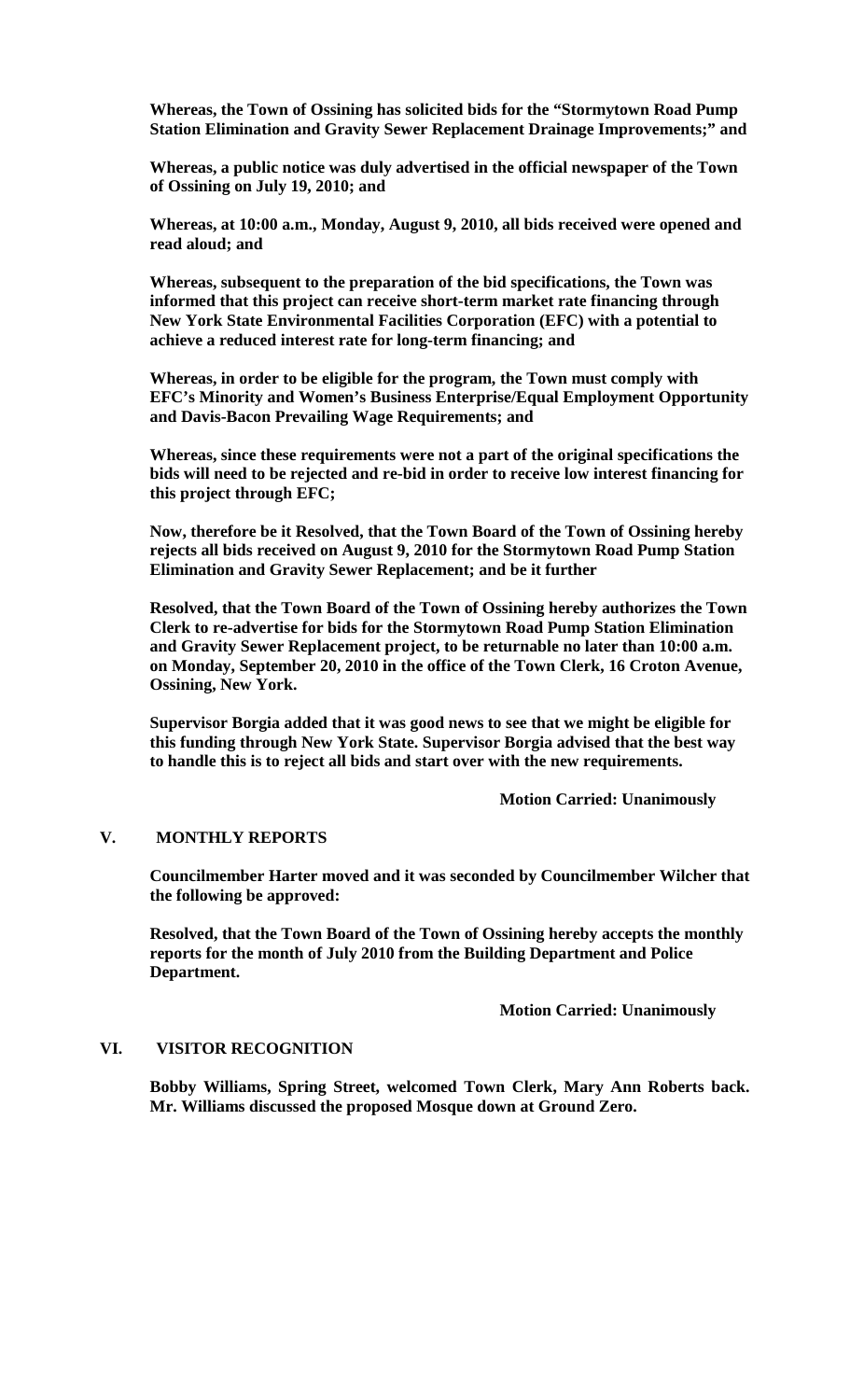**Whereas, the Town of Ossining has solicited bids for the "Stormytown Road Pump Station Elimination and Gravity Sewer Replacement Drainage Improvements;" and**

**Whereas, a public notice was duly advertised in the official newspaper of the Town of Ossining on July 19, 2010; and**

**Whereas, at 10:00 a.m., Monday, August 9, 2010, all bids received were opened and read aloud; and**

**Whereas, subsequent to the preparation of the bid specifications, the Town was informed that this project can receive short-term market rate financing through New York State Environmental Facilities Corporation (EFC) with a potential to achieve a reduced interest rate for long-term financing; and**

**Whereas, in order to be eligible for the program, the Town must comply with EFC's Minority and Women's Business Enterprise/Equal Employment Opportunity and Davis-Bacon Prevailing Wage Requirements; and**

**Whereas, since these requirements were not a part of the original specifications the bids will need to be rejected and re-bid in order to receive low interest financing for this project through EFC;**

**Now, therefore be it Resolved, that the Town Board of the Town of Ossining hereby rejects all bids received on August 9, 2010 for the Stormytown Road Pump Station Elimination and Gravity Sewer Replacement; and be it further**

**Resolved, that the Town Board of the Town of Ossining hereby authorizes the Town Clerk to re-advertise for bids for the Stormytown Road Pump Station Elimination and Gravity Sewer Replacement project, to be returnable no later than 10:00 a.m. on Monday, September 20, 2010 in the office of the Town Clerk, 16 Croton Avenue, Ossining, New York.**

**Supervisor Borgia added that it was good news to see that we might be eligible for this funding through New York State. Supervisor Borgia advised that the best way to handle this is to reject all bids and start over with the new requirements.**

**Motion Carried: Unanimously**

## V. MONTHLY REPORTS

**Councilmember Harter moved and it was seconded by Councilmember Wilcher that the following be approved:**

**Resolved, that the Town Board of the Town of Ossining hereby accepts the monthly reports for the month of July 2010 from the Building Department and Police Department.**

**Motion Carried: Unanimously**

## VI. VISITOR RECOGNITION

**Bobby Williams, Spring Street, welcomed Town Clerk, Mary Ann Roberts back. Mr. Williams discussed the proposed Mosque down at Ground Zero.**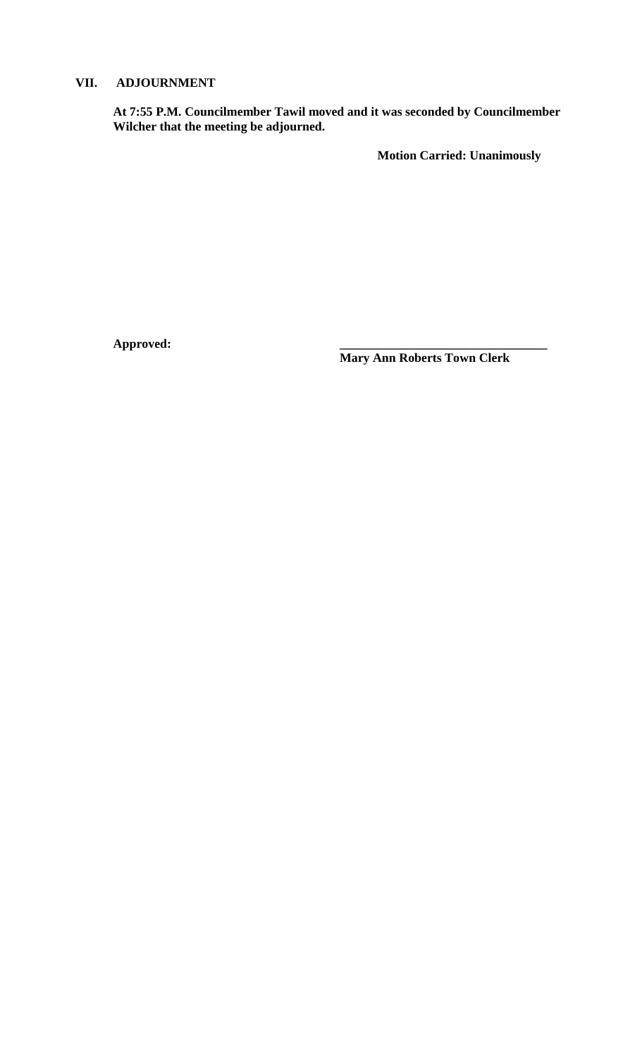## VII. ADJOURNMENT

**At 7:55 P.M. Councilmember Tawil moved and it was seconded by Councilmember Wilcher that the meeting be adjourned.**

**Motion Carried: Unanimously**

**Approved:** \_\_\_\_\_\_\_\_\_\_\_\_\_\_\_\_\_\_\_\_\_\_\_\_\_\_\_\_\_\_\_\_\_\_

**Mary Ann Roberts Town Clerk**